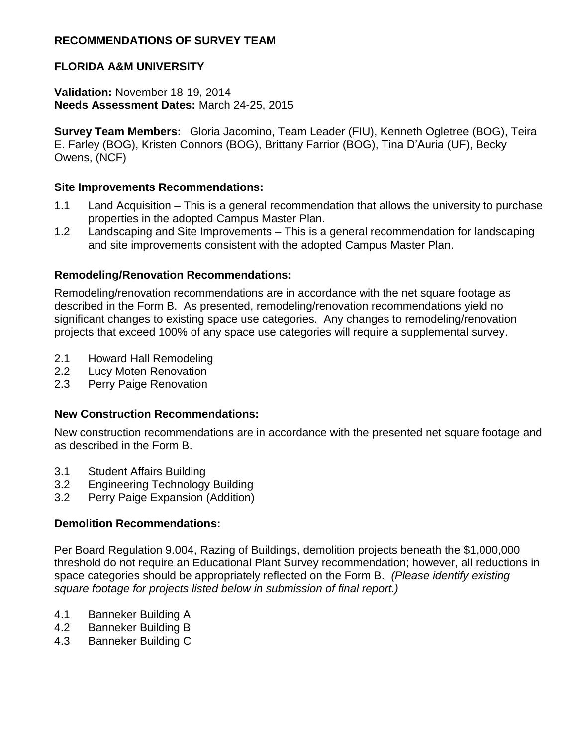**RECOMMENDATIONS OF SURVEY TEAM**

**FLORIDA A&M UNIVERSITY**

**Validation:** November 18-19, 2014
**Needs Assessment Dates:** March 24-25, 2015

**Survey Team Members:** Gloria Jacomino, Team Leader (FIU), Kenneth Ogletree (BOG), Teira E. Farley (BOG), Kristen Connors (BOG), Brittany Farrior (BOG), Tina D'Auria (UF), Becky Owens, (NCF)

**Site Improvements Recommendations:**

1.1 Land Acquisition – This is a general recommendation that allows the university to purchase properties in the adopted Campus Master Plan.
1.2 Landscaping and Site Improvements – This is a general recommendation for landscaping and site improvements consistent with the adopted Campus Master Plan.

**Remodeling/Renovation Recommendations:**

Remodeling/renovation recommendations are in accordance with the net square footage as described in the Form B. As presented, remodeling/renovation recommendations yield no significant changes to existing space use categories. Any changes to remodeling/renovation projects that exceed 100% of any space use categories will require a supplemental survey.

2.1 Howard Hall Remodeling
2.2 Lucy Moten Renovation
2.3 Perry Paige Renovation

**New Construction Recommendations:**

New construction recommendations are in accordance with the presented net square footage and as described in the Form B.

3.1 Student Affairs Building
3.2 Engineering Technology Building
3.2 Perry Paige Expansion (Addition)

**Demolition Recommendations:**

Per Board Regulation 9.004, Razing of Buildings, demolition projects beneath the $1,000,000 threshold do not require an Educational Plant Survey recommendation; however, all reductions in space categories should be appropriately reflected on the Form B. *(Please identify existing square footage for projects listed below in submission of final report.)*

4.1 Banneker Building A
4.2 Banneker Building B
4.3 Banneker Building C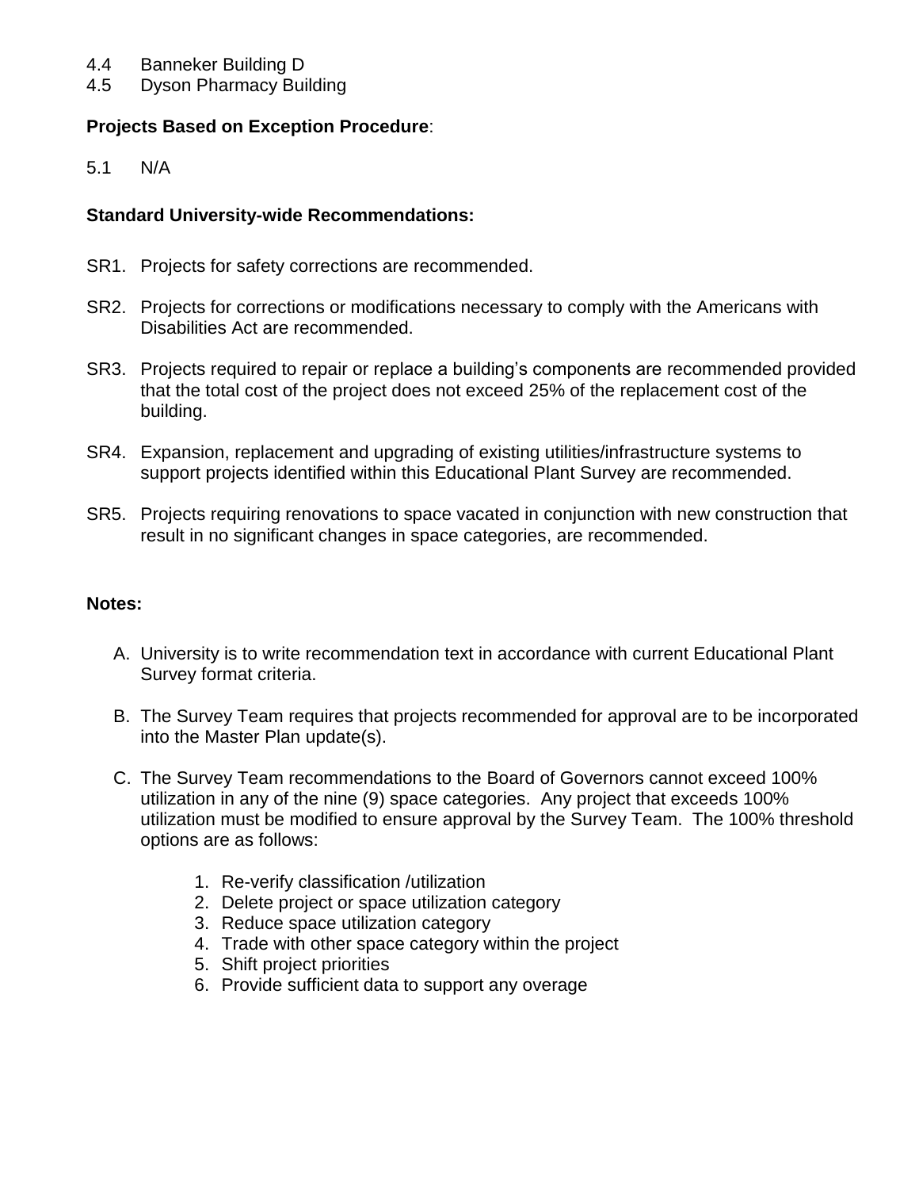4.4 Banneker Building D
4.5 Dyson Pharmacy Building

**Projects Based on Exception Procedure**:

5.1 N/A

**Standard University-wide Recommendations:**

SR1. Projects for safety corrections are recommended.

SR2. Projects for corrections or modifications necessary to comply with the Americans with Disabilities Act are recommended.

SR3. Projects required to repair or replace a building's components are recommended provided that the total cost of the project does not exceed 25% of the replacement cost of the building.

SR4. Expansion, replacement and upgrading of existing utilities/infrastructure systems to support projects identified within this Educational Plant Survey are recommended.

SR5. Projects requiring renovations to space vacated in conjunction with new construction that result in no significant changes in space categories, are recommended.

**Notes:**

A. University is to write recommendation text in accordance with current Educational Plant Survey format criteria.

B. The Survey Team requires that projects recommended for approval are to be incorporated into the Master Plan update(s).

C. The Survey Team recommendations to the Board of Governors cannot exceed 100% utilization in any of the nine (9) space categories. Any project that exceeds 100% utilization must be modified to ensure approval by the Survey Team. The 100% threshold options are as follows:

   1. Re-verify classification /utilization
   2. Delete project or space utilization category
   3. Reduce space utilization category
   4. Trade with other space category within the project
   5. Shift project priorities
   6. Provide sufficient data to support any overage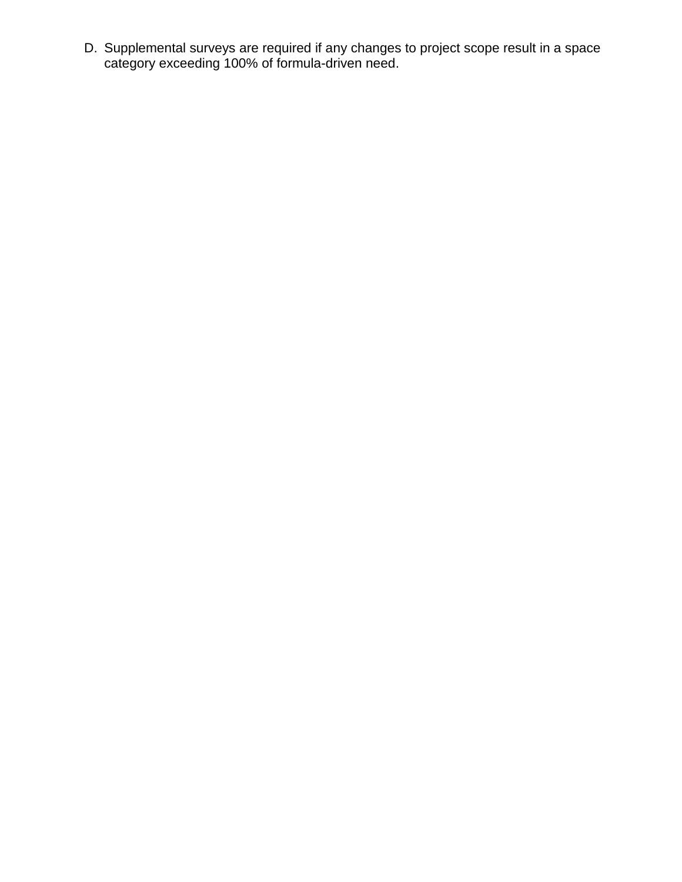D. Supplemental surveys are required if any changes to project scope result in a space category exceeding 100% of formula-driven need.